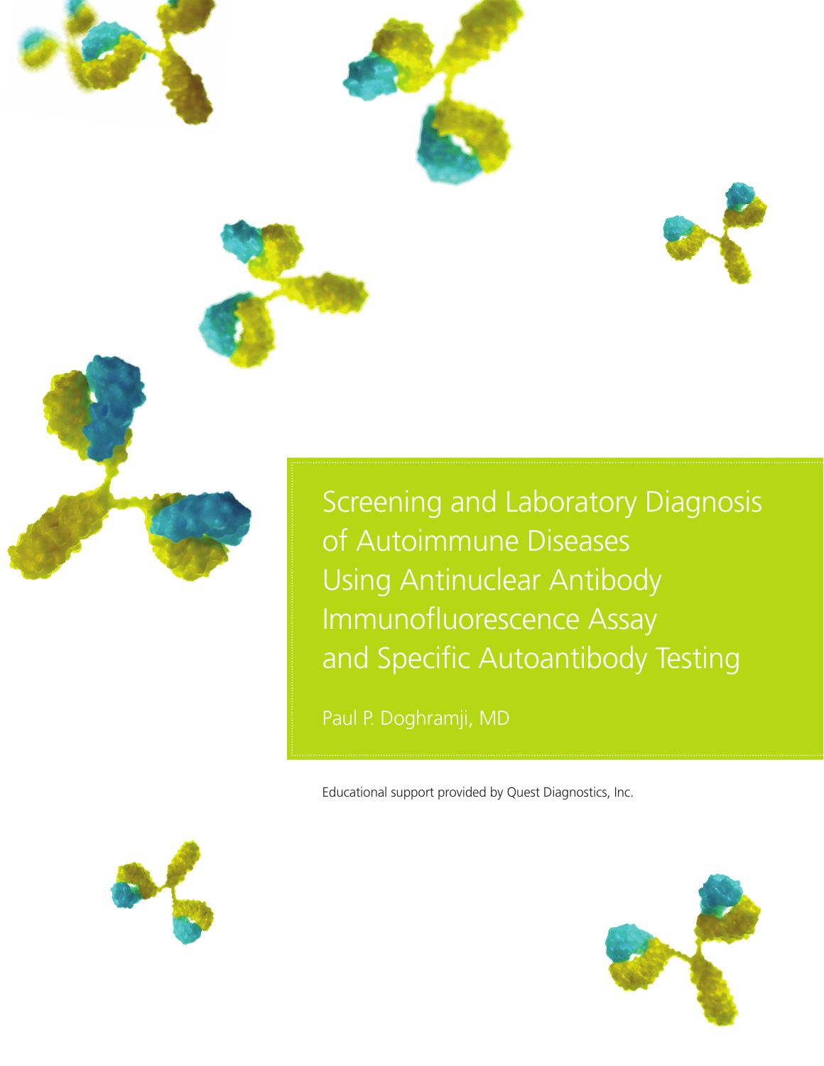# Screening and Laboratory Diagnosis of Autoimmune Diseases Using Antinuclear Antibody Immunofluorescence Assay and Specific Autoantibody Testing

Paul P. Doghramji, MD

Educational support provided by Quest Diagnostics, Inc.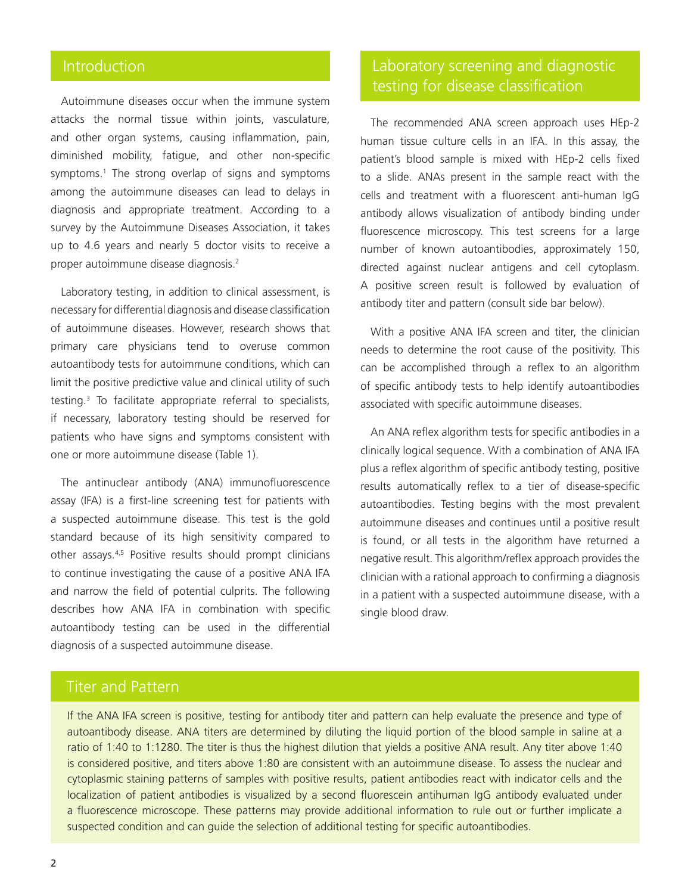## Introduction

Autoimmune diseases occur when the immune system attacks the normal tissue within joints, vasculature, and other organ systems, causing inflammation, pain, diminished mobility, fatigue, and other non-specific symptoms.[1] The strong overlap of signs and symptoms among the autoimmune diseases can lead to delays in diagnosis and appropriate treatment. According to a survey by the Autoimmune Diseases Association, it takes up to 4.6 years and nearly 5 doctor visits to receive a proper autoimmune disease diagnosis.[2]

Laboratory testing, in addition to clinical assessment, is necessary for differential diagnosis and disease classification of autoimmune diseases. However, research shows that primary care physicians tend to overuse common autoantibody tests for autoimmune conditions, which can limit the positive predictive value and clinical utility of such testing.[3] To facilitate appropriate referral to specialists, if necessary, laboratory testing should be reserved for patients who have signs and symptoms consistent with one or more autoimmune disease (Table 1).

The antinuclear antibody (ANA) immunofluorescence assay (IFA) is a first-line screening test for patients with a suspected autoimmune disease. This test is the gold standard because of its high sensitivity compared to other assays.[4,5] Positive results should prompt clinicians to continue investigating the cause of a positive ANA IFA and narrow the field of potential culprits. The following describes how ANA IFA in combination with specific autoantibody testing can be used in the differential diagnosis of a suspected autoimmune disease.

## Laboratory screening and diagnostic testing for disease classification

The recommended ANA screen approach uses HEp-2 human tissue culture cells in an IFA. In this assay, the patient's blood sample is mixed with HEp-2 cells fixed to a slide. ANAs present in the sample react with the cells and treatment with a fluorescent anti-human IgG antibody allows visualization of antibody binding under fluorescence microscopy. This test screens for a large number of known autoantibodies, approximately 150, directed against nuclear antigens and cell cytoplasm. A positive screen result is followed by evaluation of antibody titer and pattern (consult side bar below).

With a positive ANA IFA screen and titer, the clinician needs to determine the root cause of the positivity. This can be accomplished through a reflex to an algorithm of specific antibody tests to help identify autoantibodies associated with specific autoimmune diseases.

An ANA reflex algorithm tests for specific antibodies in a clinically logical sequence. With a combination of ANA IFA plus a reflex algorithm of specific antibody testing, positive results automatically reflex to a tier of disease-specific autoantibodies. Testing begins with the most prevalent autoimmune diseases and continues until a positive result is found, or all tests in the algorithm have returned a negative result. This algorithm/reflex approach provides the clinician with a rational approach to confirming a diagnosis in a patient with a suspected autoimmune disease, with a single blood draw.

## Titer and Pattern

If the ANA IFA screen is positive, testing for antibody titer and pattern can help evaluate the presence and type of autoantibody disease. ANA titers are determined by diluting the liquid portion of the blood sample in saline at a ratio of 1:40 to 1:1280. The titer is thus the highest dilution that yields a positive ANA result. Any titer above 1:40 is considered positive, and titers above 1:80 are consistent with an autoimmune disease. To assess the nuclear and cytoplasmic staining patterns of samples with positive results, patient antibodies react with indicator cells and the localization of patient antibodies is visualized by a second fluorescein antihuman IgG antibody evaluated under a fluorescence microscope. These patterns may provide additional information to rule out or further implicate a suspected condition and can guide the selection of additional testing for specific autoantibodies.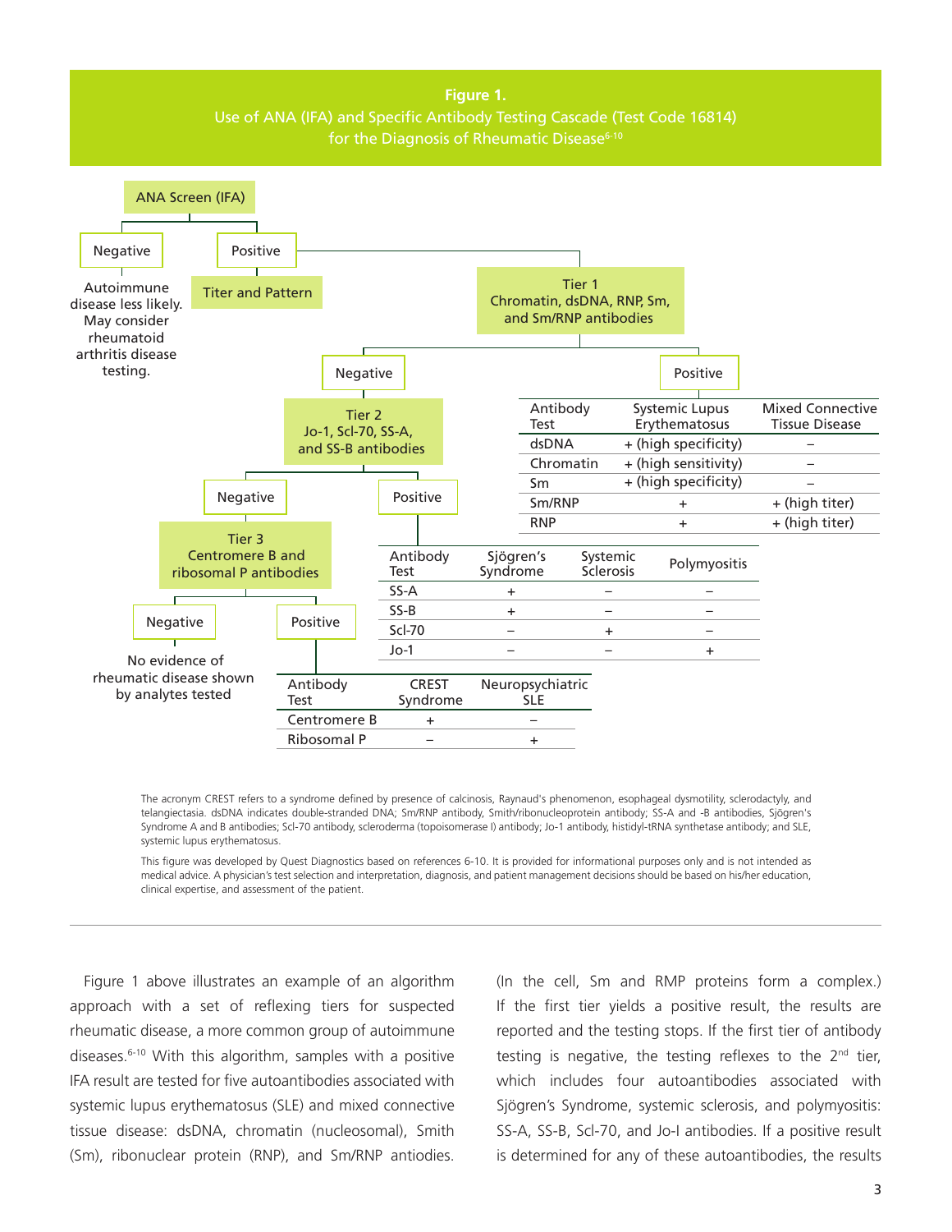**Figure 1.**
Use of ANA (IFA) and Specific Antibody Testing Cascade (Test Code 16814) for the Diagnosis of Rheumatic Disease[6-10]

ANA Screen (IFA)

- Negative: Autoimmune disease less likely. May consider rheumatoid arthritis disease testing.
- Positive: Titer and Pattern; Tier 1 Chromatin, dsDNA, RNP, Sm, and Sm/RNP antibodies
  - Tier 1 Positive:

| Antibody Test | Systemic Lupus Erythematosus | Mixed Connective Tissue Disease |
|---|---|---|
| dsDNA | + (high specificity) | – |
| Chromatin | + (high sensitivity) | – |
| Sm | + (high specificity) | – |
| Sm/RNP | + | + (high titer) |
| RNP | + | + (high titer) |

  - Tier 1 Negative: Tier 2 Jo-1, Scl-70, SS-A, and SS-B antibodies
    - Tier 2 Positive:

| Antibody Test | Sjögren's Syndrome | Systemic Sclerosis | Polymyositis |
|---|---|---|---|
| SS-A | + | – | – |
| SS-B | + | – | – |
| Scl-70 | – | + | – |
| Jo-1 | – | – | + |

    - Tier 2 Negative: Tier 3 Centromere B and ribosomal P antibodies
      - Tier 3 Positive:

| Antibody Test | CREST Syndrome | Neuropsychiatric SLE |
|---|---|---|
| Centromere B | + | – |
| Ribosomal P | – | + |

      - Tier 3 Negative: No evidence of rheumatic disease shown by analytes tested

The acronym CREST refers to a syndrome defined by presence of calcinosis, Raynaud's phenomenon, esophageal dysmotility, sclerodactyly, and telangiectasia. dsDNA indicates double-stranded DNA; Sm/RNP antibody, Smith/ribonucleoprotein antibody; SS-A and -B antibodies, Sjögren's Syndrome A and B antibodies; Scl-70 antibody, scleroderma (topoisomerase I) antibody; Jo-1 antibody, histidyl-tRNA synthetase antibody; and SLE, systemic lupus erythematosus.

This figure was developed by Quest Diagnostics based on references 6-10. It is provided for informational purposes only and is not intended as medical advice. A physician's test selection and interpretation, diagnosis, and patient management decisions should be based on his/her education, clinical expertise, and assessment of the patient.

---

Figure 1 above illustrates an example of an algorithm approach with a set of reflexing tiers for suspected rheumatic disease, a more common group of autoimmune diseases.[6-10] With this algorithm, samples with a positive IFA result are tested for five autoantibodies associated with systemic lupus erythematosus (SLE) and mixed connective tissue disease: dsDNA, chromatin (nucleosomal), Smith (Sm), ribonuclear protein (RNP), and Sm/RNP antiodies. (In the cell, Sm and RMP proteins form a complex.) If the first tier yields a positive result, the results are reported and the testing stops. If the first tier of antibody testing is negative, the testing reflexes to the 2nd tier, which includes four autoantibodies associated with Sjögren's Syndrome, systemic sclerosis, and polymyositis: SS-A, SS-B, Scl-70, and Jo-I antibodies. If a positive result is determined for any of these autoantibodies, the results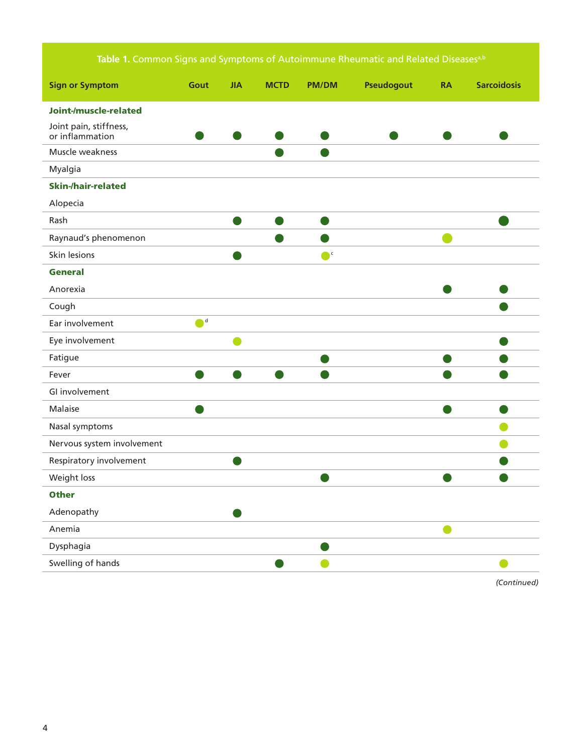**Table 1.** Common Signs and Symptoms of Autoimmune Rheumatic and Related Diseases[a,b]

| Sign or Symptom | Gout | JIA | MCTD | PM/DM | Pseudogout | RA | Sarcoidosis |
|---|---|---|---|---|---|---|---|
| **Joint-/muscle-related** | | | | | | | |
| Joint pain, stiffness, or inflammation | ● | ● | ● | ● | ● | ● | ● |
| Muscle weakness | | | ● | ● | | | |
| Myalgia | | | | | | | |
| **Skin-/hair-related** | | | | | | | |
| Alopecia | | | | | | | |
| Rash | | ● | ● | ● | | | ● |
| Raynaud's phenomenon | | | ● | ● | | ○ | |
| Skin lesions | | ● | | ○[c] | | | |
| **General** | | | | | | | |
| Anorexia | | | | | | ● | ● |
| Cough | | | | | | | ● |
| Ear involvement | ○[d] | | | | | | |
| Eye involvement | | ○ | | | | | ● |
| Fatigue | | | | ● | | ● | ● |
| Fever | ● | ● | ● | ● | | ● | ● |
| GI involvement | | | | | | | |
| Malaise | ● | | | | | ● | ● |
| Nasal symptoms | | | | | | | ○ |
| Nervous system involvement | | | | | | | ○ |
| Respiratory involvement | | ● | | | | | ● |
| Weight loss | | | | ● | | ● | ● |
| **Other** | | | | | | | |
| Adenopathy | | ● | | | | | |
| Anemia | | | | | | ○ | |
| Dysphagia | | | | ● | | | |
| Swelling of hands | | | ● | ○ | | | ○ |

*(Continued)*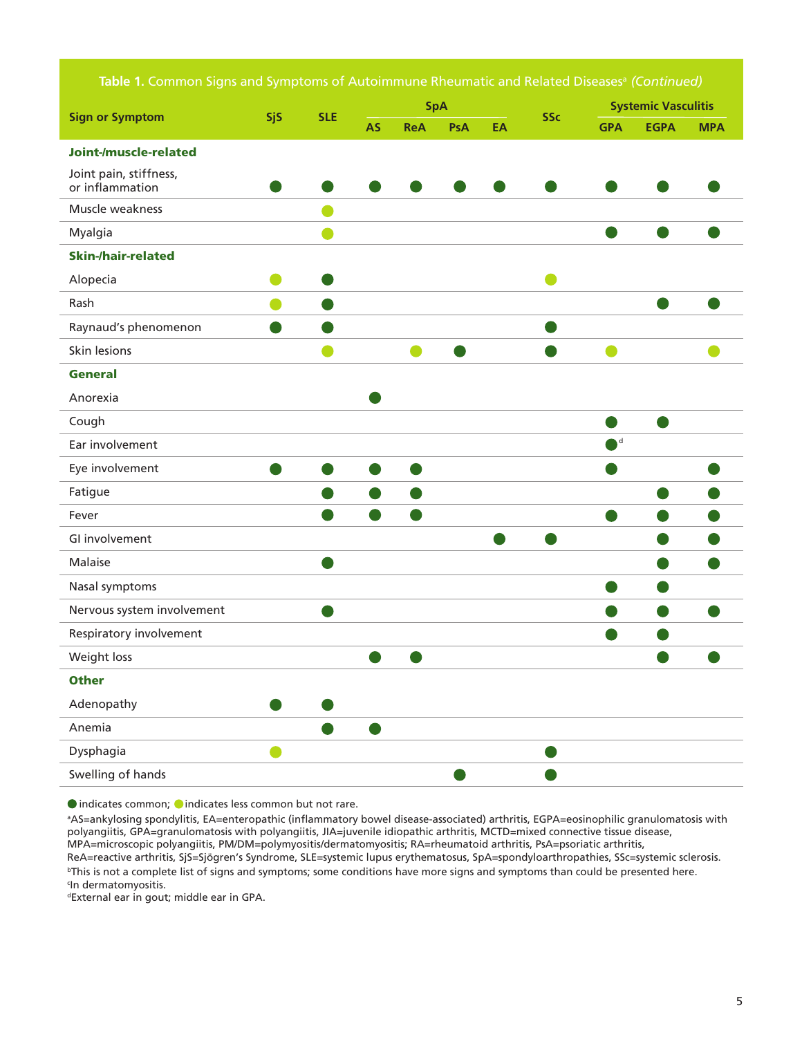**Table 1.** Common Signs and Symptoms of Autoimmune Rheumatic and Related Diseases[a] *(Continued)*

| Sign or Symptom | SjS | SLE | SpA | | | | SSc | Systemic Vasculitis | | |
|---|---|---|---|---|---|---|---|---|---|---|
| | | | AS | ReA | PsA | EA | | GPA | EGPA | MPA |
| **Joint-/muscle-related** | | | | | | | | | | |
| Joint pain, stiffness, or inflammation | ● | ● | ● | ● | ● | ● | ● | ● | ● | ● |
| Muscle weakness | | ○ | | | | | | | | |
| Myalgia | | ○ | | | | | | ● | ● | ● |
| **Skin-/hair-related** | | | | | | | | | | |
| Alopecia | ○ | ● | | | | | ○ | | | |
| Rash | ○ | ● | | | | | | | ● | ● |
| Raynaud's phenomenon | ● | ● | | | | | ● | | | |
| Skin lesions | | ○ | | ○ | ● | | ● | ○ | | ○ |
| **General** | | | | | | | | | | |
| Anorexia | | | ● | | | | | | | |
| Cough | | | | | | | | ● | ● | |
| Ear involvement | | | | | | | | ●[d] | | |
| Eye involvement | ● | ● | ● | ● | | | | ● | | ● |
| Fatigue | | ● | ● | ● | | | | | ● | ● |
| Fever | | ● | ● | ● | | | | ● | ● | ● |
| GI involvement | | | | | | ● | ● | | ● | ● |
| Malaise | | ● | | | | | | | ● | ● |
| Nasal symptoms | | | | | | | | ● | ● | |
| Nervous system involvement | | ● | | | | | | ● | ● | ● |
| Respiratory involvement | | | | | | | | ● | ● | |
| Weight loss | | | ● | ● | | | | | ● | ● |
| **Other** | | | | | | | | | | |
| Adenopathy | ● | ● | | | | | | | | |
| Anemia | | ● | ● | | | | | | | |
| Dysphagia | ○ | | | | | | ● | | | |
| Swelling of hands | | | | | ● | | ● | | | |

● indicates common; ○ indicates less common but not rare.

[a]AS=ankylosing spondylitis, EA=enteropathic (inflammatory bowel disease-associated) arthritis, EGPA=eosinophilic granulomatosis with polyangiitis, GPA=granulomatosis with polyangiitis, JIA=juvenile idiopathic arthritis, MCTD=mixed connective tissue disease, MPA=microscopic polyangiitis, PM/DM=polymyositis/dermatomyositis; RA=rheumatoid arthritis, PsA=psoriatic arthritis, ReA=reactive arthritis, SjS=Sjögren's Syndrome, SLE=systemic lupus erythematosus, SpA=spondyloarthropathies, SSc=systemic sclerosis.

[b]This is not a complete list of signs and symptoms; some conditions have more signs and symptoms than could be presented here.

[c]In dermatomyositis.

[d]External ear in gout; middle ear in GPA.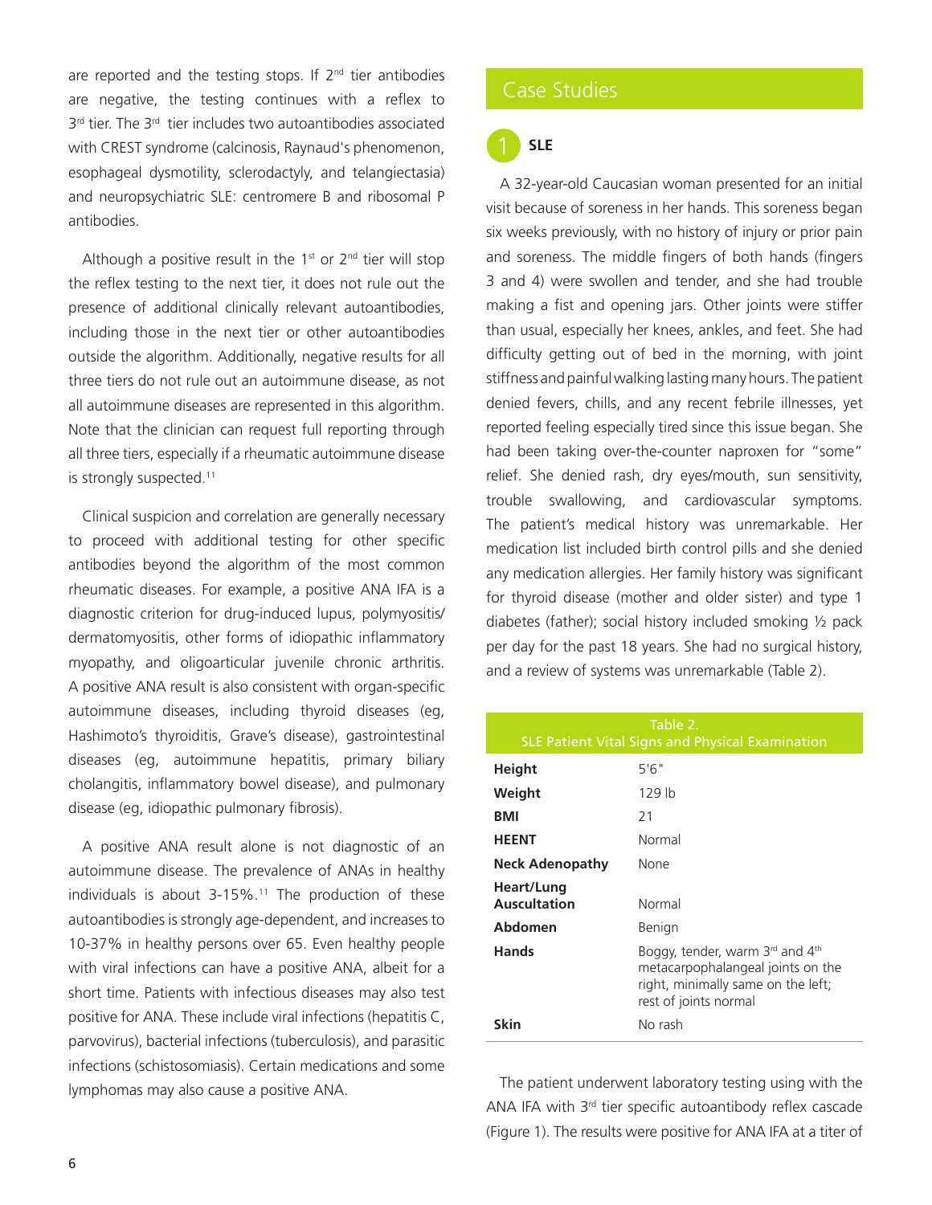are reported and the testing stops. If 2nd tier antibodies are negative, the testing continues with a reflex to 3rd tier. The 3rd tier includes two autoantibodies associated with CREST syndrome (calcinosis, Raynaud's phenomenon, esophageal dysmotility, sclerodactyly, and telangiectasia) and neuropsychiatric SLE: centromere B and ribosomal P antibodies.

Although a positive result in the 1st or 2nd tier will stop the reflex testing to the next tier, it does not rule out the presence of additional clinically relevant autoantibodies, including those in the next tier or other autoantibodies outside the algorithm. Additionally, negative results for all three tiers do not rule out an autoimmune disease, as not all autoimmune diseases are represented in this algorithm. Note that the clinician can request full reporting through all three tiers, especially if a rheumatic autoimmune disease is strongly suspected.[11]

Clinical suspicion and correlation are generally necessary to proceed with additional testing for other specific antibodies beyond the algorithm of the most common rheumatic diseases. For example, a positive ANA IFA is a diagnostic criterion for drug-induced lupus, polymyositis/dermatomyositis, other forms of idiopathic inflammatory myopathy, and oligoarticular juvenile chronic arthritis. A positive ANA result is also consistent with organ-specific autoimmune diseases, including thyroid diseases (eg, Hashimoto's thyroiditis, Grave's disease), gastrointestinal diseases (eg, autoimmune hepatitis, primary biliary cholangitis, inflammatory bowel disease), and pulmonary disease (eg, idiopathic pulmonary fibrosis).

A positive ANA result alone is not diagnostic of an autoimmune disease. The prevalence of ANAs in healthy individuals is about 3-15%.[11] The production of these autoantibodies is strongly age-dependent, and increases to 10-37% in healthy persons over 65. Even healthy people with viral infections can have a positive ANA, albeit for a short time. Patients with infectious diseases may also test positive for ANA. These include viral infections (hepatitis C, parvovirus), bacterial infections (tuberculosis), and parasitic infections (schistosomiasis). Certain medications and some lymphomas may also cause a positive ANA.

## Case Studies

### 1 SLE

A 32-year-old Caucasian woman presented for an initial visit because of soreness in her hands. This soreness began six weeks previously, with no history of injury or prior pain and soreness. The middle fingers of both hands (fingers 3 and 4) were swollen and tender, and she had trouble making a fist and opening jars. Other joints were stiffer than usual, especially her knees, ankles, and feet. She had difficulty getting out of bed in the morning, with joint stiffness and painful walking lasting many hours. The patient denied fevers, chills, and any recent febrile illnesses, yet reported feeling especially tired since this issue began. She had been taking over-the-counter naproxen for "some" relief. She denied rash, dry eyes/mouth, sun sensitivity, trouble swallowing, and cardiovascular symptoms. The patient's medical history was unremarkable. Her medication list included birth control pills and she denied any medication allergies. Her family history was significant for thyroid disease (mother and older sister) and type 1 diabetes (father); social history included smoking ½ pack per day for the past 18 years. She had no surgical history, and a review of systems was unremarkable (Table 2).

Table 2. SLE Patient Vital Signs and Physical Examination

| | |
|---|---|
| **Height** | 5'6" |
| **Weight** | 129 lb |
| **BMI** | 21 |
| **HEENT** | Normal |
| **Neck Adenopathy** | None |
| **Heart/Lung Auscultation** | Normal |
| **Abdomen** | Benign |
| **Hands** | Boggy, tender, warm 3rd and 4th metacarpophalangeal joints on the right, minimally same on the left; rest of joints normal |
| **Skin** | No rash |

The patient underwent laboratory testing using with the ANA IFA with 3rd tier specific autoantibody reflex cascade (Figure 1). The results were positive for ANA IFA at a titer of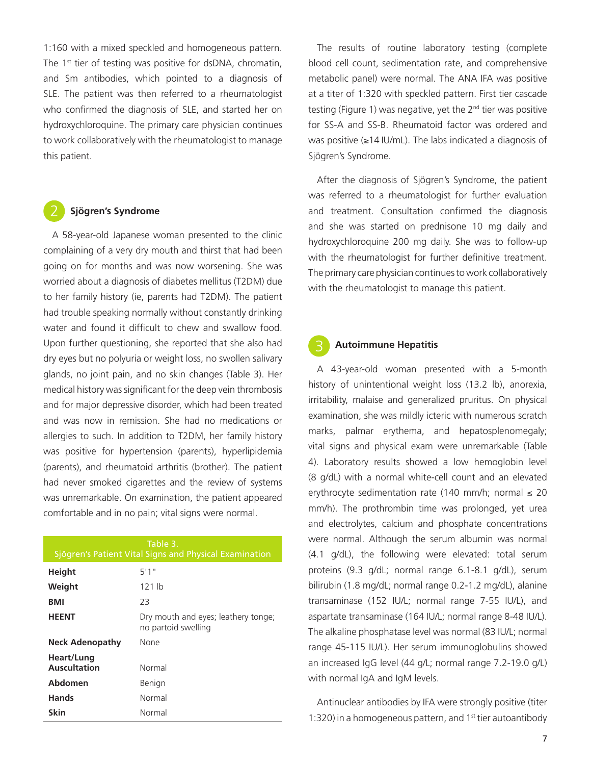1:160 with a mixed speckled and homogeneous pattern. The 1st tier of testing was positive for dsDNA, chromatin, and Sm antibodies, which pointed to a diagnosis of SLE. The patient was then referred to a rheumatologist who confirmed the diagnosis of SLE, and started her on hydroxychloroquine. The primary care physician continues to work collaboratively with the rheumatologist to manage this patient.

## 2 Sjögren's Syndrome

A 58-year-old Japanese woman presented to the clinic complaining of a very dry mouth and thirst that had been going on for months and was now worsening. She was worried about a diagnosis of diabetes mellitus (T2DM) due to her family history (ie, parents had T2DM). The patient had trouble speaking normally without constantly drinking water and found it difficult to chew and swallow food. Upon further questioning, she reported that she also had dry eyes but no polyuria or weight loss, no swollen salivary glands, no joint pain, and no skin changes (Table 3). Her medical history was significant for the deep vein thrombosis and for major depressive disorder, which had been treated and was now in remission. She had no medications or allergies to such. In addition to T2DM, her family history was positive for hypertension (parents), hyperlipidemia (parents), and rheumatoid arthritis (brother). The patient had never smoked cigarettes and the review of systems was unremarkable. On examination, the patient appeared comfortable and in no pain; vital signs were normal.

Table 3.
Sjögren's Patient Vital Signs and Physical Examination

| | |
|---|---|
| **Height** | 5'1" |
| **Weight** | 121 lb |
| **BMI** | 23 |
| **HEENT** | Dry mouth and eyes; leathery tonge; no partoid swelling |
| **Neck Adenopathy** | None |
| **Heart/Lung Auscultation** | Normal |
| **Abdomen** | Benign |
| **Hands** | Normal |
| **Skin** | Normal |

The results of routine laboratory testing (complete blood cell count, sedimentation rate, and comprehensive metabolic panel) were normal. The ANA IFA was positive at a titer of 1:320 with speckled pattern. First tier cascade testing (Figure 1) was negative, yet the 2nd tier was positive for SS-A and SS-B. Rheumatoid factor was ordered and was positive (≥14 IU/mL). The labs indicated a diagnosis of Sjögren's Syndrome.

After the diagnosis of Sjögren's Syndrome, the patient was referred to a rheumatologist for further evaluation and treatment. Consultation confirmed the diagnosis and she was started on prednisone 10 mg daily and hydroxychloroquine 200 mg daily. She was to follow-up with the rheumatologist for further definitive treatment. The primary care physician continues to work collaboratively with the rheumatologist to manage this patient.

## 3 Autoimmune Hepatitis

A 43-year-old woman presented with a 5-month history of unintentional weight loss (13.2 lb), anorexia, irritability, malaise and generalized pruritus. On physical examination, she was mildly icteric with numerous scratch marks, palmar erythema, and hepatosplenomegaly; vital signs and physical exam were unremarkable (Table 4). Laboratory results showed a low hemoglobin level (8 g/dL) with a normal white-cell count and an elevated erythrocyte sedimentation rate (140 mm/h; normal ≤ 20 mm/h). The prothrombin time was prolonged, yet urea and electrolytes, calcium and phosphate concentrations were normal. Although the serum albumin was normal (4.1 g/dL), the following were elevated: total serum proteins (9.3 g/dL; normal range 6.1-8.1 g/dL), serum bilirubin (1.8 mg/dL; normal range 0.2-1.2 mg/dL), alanine transaminase (152 IU/L; normal range 7-55 IU/L), and aspartate transaminase (164 IU/L; normal range 8-48 IU/L). The alkaline phosphatase level was normal (83 IU/L; normal range 45-115 IU/L). Her serum immunoglobulins showed an increased IgG level (44 g/L; normal range 7.2-19.0 g/L) with normal IgA and IgM levels.

Antinuclear antibodies by IFA were strongly positive (titer 1:320) in a homogeneous pattern, and 1st tier autoantibody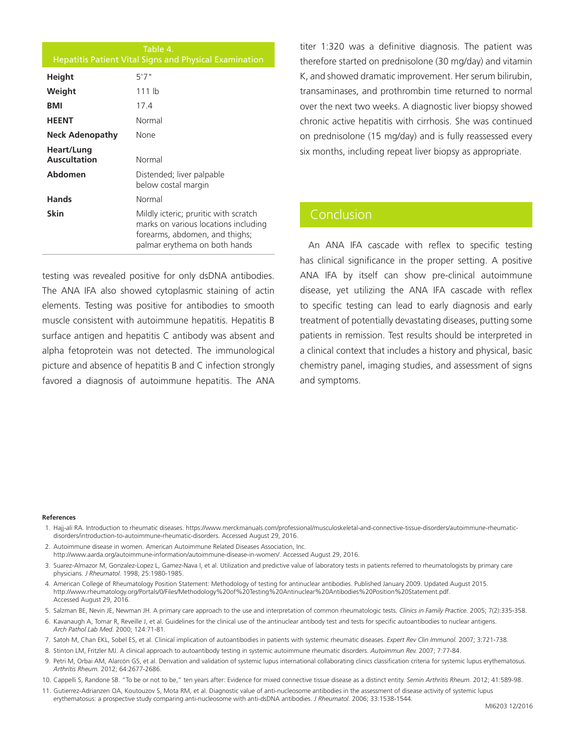Table 4.
Hepatitis Patient Vital Signs and Physical Examination

| | |
|---|---|
| **Height** | 5'7" |
| **Weight** | 111 lb |
| **BMI** | 17.4 |
| **HEENT** | Normal |
| **Neck Adenopathy** | None |
| **Heart/Lung Auscultation** | Normal |
| **Abdomen** | Distended; liver palpable below costal margin |
| **Hands** | Normal |
| **Skin** | Mildly icteric; pruritic with scratch marks on various locations including forearms, abdomen, and thighs; palmar erythema on both hands |

testing was revealed positive for only dsDNA antibodies. The ANA IFA also showed cytoplasmic staining of actin elements. Testing was positive for antibodies to smooth muscle consistent with autoimmune hepatitis. Hepatitis B surface antigen and hepatitis C antibody was absent and alpha fetoprotein was not detected. The immunological picture and absence of hepatitis B and C infection strongly favored a diagnosis of autoimmune hepatitis. The ANA titer 1:320 was a definitive diagnosis. The patient was therefore started on prednisolone (30 mg/day) and vitamin K, and showed dramatic improvement. Her serum bilirubin, transaminases, and prothrombin time returned to normal over the next two weeks. A diagnostic liver biopsy showed chronic active hepatitis with cirrhosis. She was continued on prednisolone (15 mg/day) and is fully reassessed every six months, including repeat liver biopsy as appropriate.

## Conclusion

An ANA IFA cascade with reflex to specific testing has clinical significance in the proper setting. A positive ANA IFA by itself can show pre-clinical autoimmune disease, yet utilizing the ANA IFA cascade with reflex to specific testing can lead to early diagnosis and early treatment of potentially devastating diseases, putting some patients in remission. Test results should be interpreted in a clinical context that includes a history and physical, basic chemistry panel, imaging studies, and assessment of signs and symptoms.

**References**

1. Hajj-ali RA. Introduction to rheumatic diseases. https://www.merckmanuals.com/professional/musculoskeletal-and-connective-tissue-disorders/autoimmune-rheumatic-disorders/introduction-to-autoimmune-rheumatic-disorders. Accessed August 29, 2016.
2. Autoimmune disease in women. American Autoimmune Related Diseases Association, Inc. http://www.aarda.org/autoimmune-information/autoimmune-disease-in-women/. Accessed August 29, 2016.
3. Suarez-Almazor M, Gonzalez-Lopez L, Gamez-Nava I, et al. Utilization and predictive value of laboratory tests in patients referred to rheumatologists by primary care physicians. *J Rheumatol.* 1998; 25:1980-1985.
4. American College of Rheumatology Position Statement: Methodology of testing for antinuclear antibodies. Published January 2009. Updated August 2015. http://www.rheumatology.org/Portals/0/Files/Methodology%20of%20Testing%20Antinuclear%20Antibodies%20Position%20Statement.pdf. Accessed August 29, 2016.
5. Salzman BE, Nevin JE, Newman JH. A primary care approach to the use and interpretation of common rheumatologic tests. *Clinics in Family Practice.* 2005; 7(2):335-358.
6. Kavanaugh A, Tomar R, Reveille J, et al. Guidelines for the clinical use of the antinuclear antibody test and tests for specific autoantibodies to nuclear antigens. *Arch Pathol Lab Med.* 2000; 124:71-81.
7. Satoh M, Chan EKL, Sobel ES, et al. Clinical implication of autoantibodies in patients with systemic rheumatic diseases. *Expert Rev Clin Immunol.* 2007; 3:721-738.
8. Stinton LM, Fritzler MJ. A clinical approach to autoantibody testing in systemic autoimmune rheumatic disorders. *Autoimmun Rev.* 2007; 7:77-84.
9. Petri M, Orbai AM, Alarcón GS, et al. Derivation and validation of systemic lupus international collaborating clinics classification criteria for systemic lupus erythematosus. *Arthritis Rheum.* 2012; 64:2677-2686.
10. Cappelli S, Randone SB. "To be or not to be," ten years after: Evidence for mixed connective tissue disease as a distinct entity. *Semin Arthritis Rheum.* 2012; 41:589-98.
11. Gutierrez-Adrianzen OA, Koutouzov S, Mota RM, et al. Diagnostic value of anti-nucleosome antibodies in the assessment of disease activity of systemic lupus erythematosus: a prospective study comparing anti-nucleosome with anti-dsDNA antibodies. *J Rheumatol.* 2006; 33:1538-1544.

MI6203 12/2016